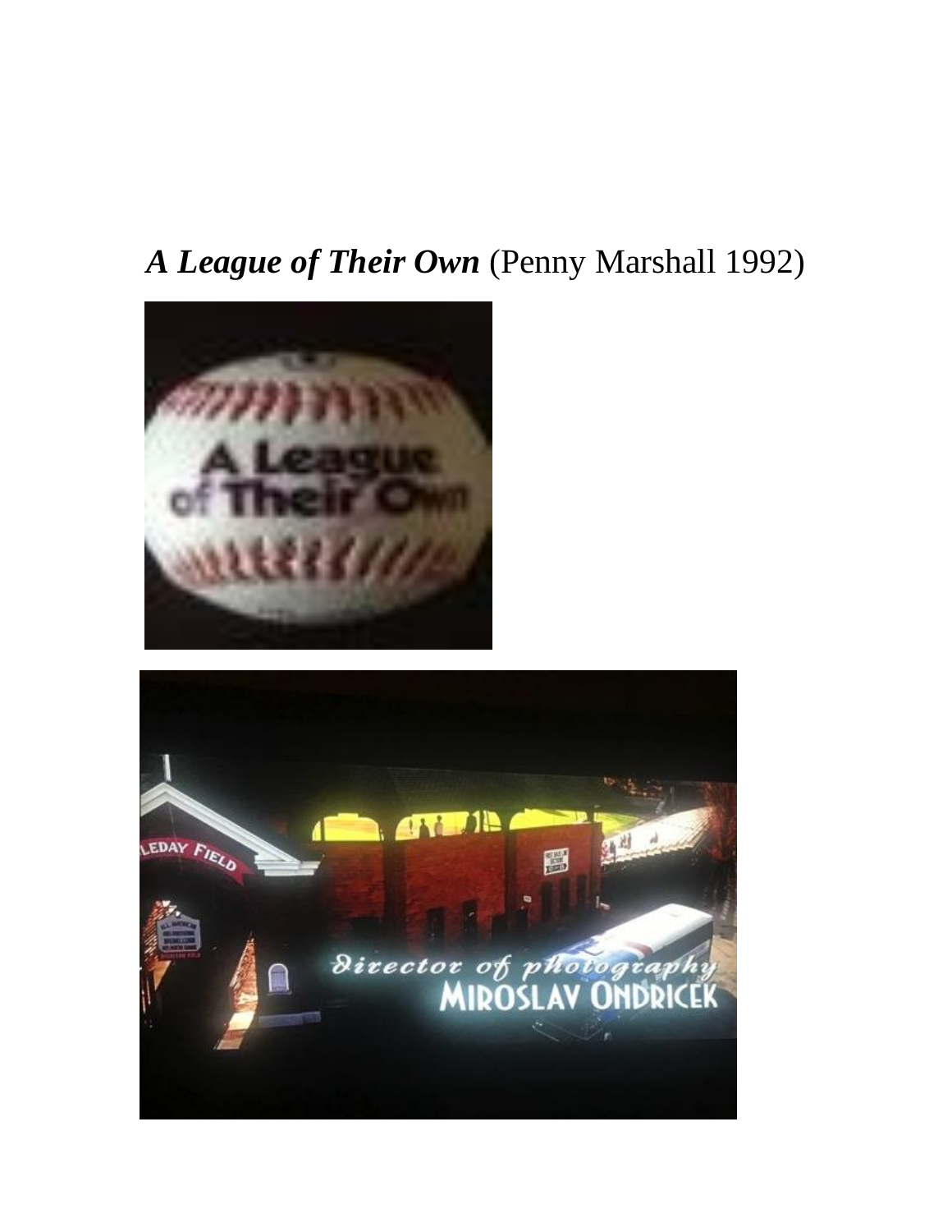***A League of Their Own*** (Penny Marshall 1992)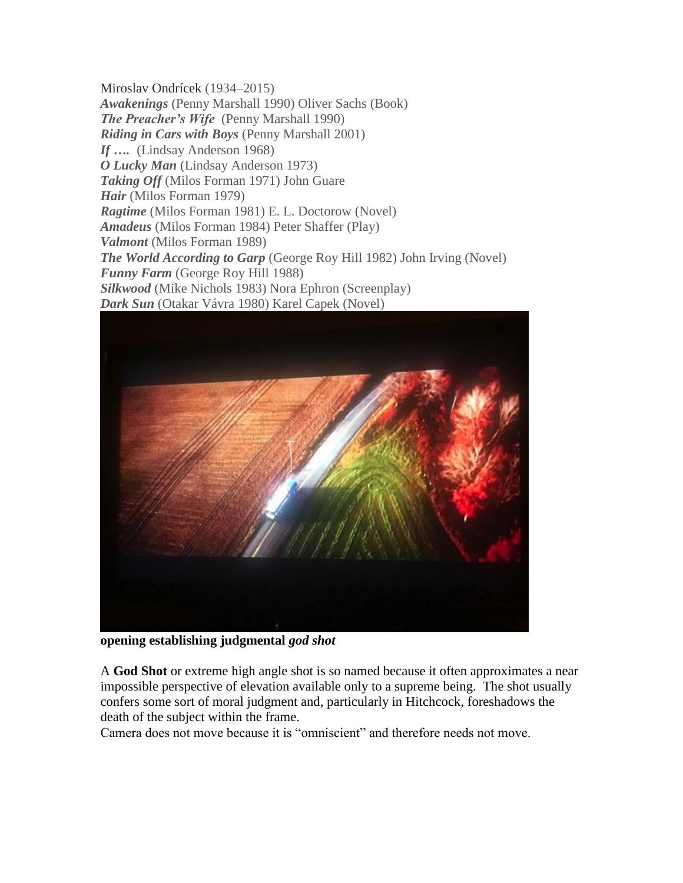Miroslav Ondrícek (1934–2015)
***Awakenings*** (Penny Marshall 1990) Oliver Sachs (Book)
***The Preacher's Wife*** (Penny Marshall 1990)
***Riding in Cars with Boys*** (Penny Marshall 2001)
***If ….*** (Lindsay Anderson 1968)
***O Lucky Man*** (Lindsay Anderson 1973)
***Taking Off*** (Milos Forman 1971) John Guare
***Hair*** (Milos Forman 1979)
***Ragtime*** (Milos Forman 1981) E. L. Doctorow (Novel)
***Amadeus*** (Milos Forman 1984) Peter Shaffer (Play)
***Valmont*** (Milos Forman 1989)
***The World According to Garp*** (George Roy Hill 1982) John Irving (Novel)
***Funny Farm*** (George Roy Hill 1988)
***Silkwood*** (Mike Nichols 1983) Nora Ephron (Screenplay)
***Dark Sun*** (Otakar Vávra 1980) Karel Capek (Novel)

**opening establishing judgmental *god shot***

A **God Shot** or extreme high angle shot is so named because it often approximates a near impossible perspective of elevation available only to a supreme being. The shot usually confers some sort of moral judgment and, particularly in Hitchcock, foreshadows the death of the subject within the frame.
Camera does not move because it is "omniscient" and therefore needs not move.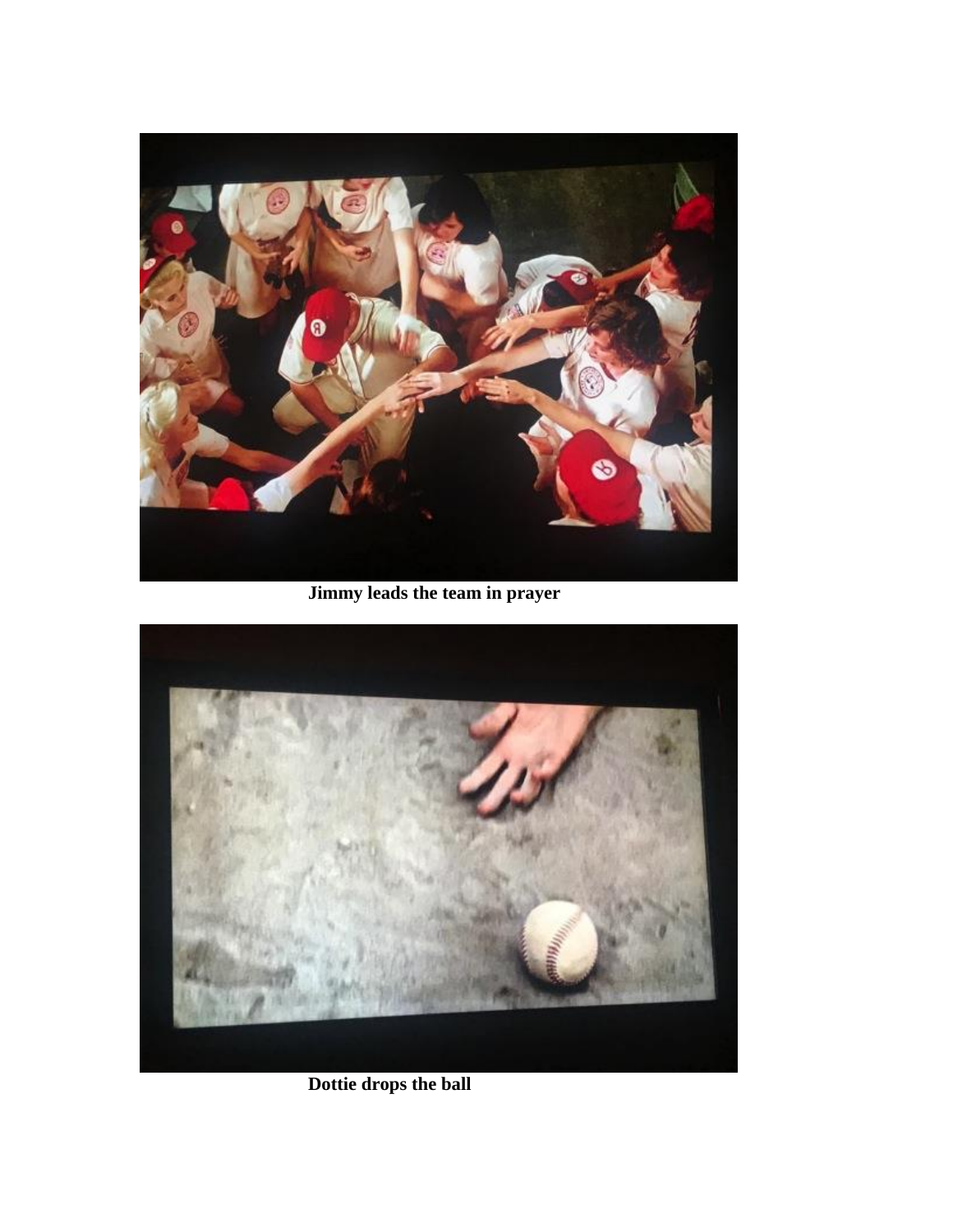Jimmy leads the team in prayer

Dottie drops the ball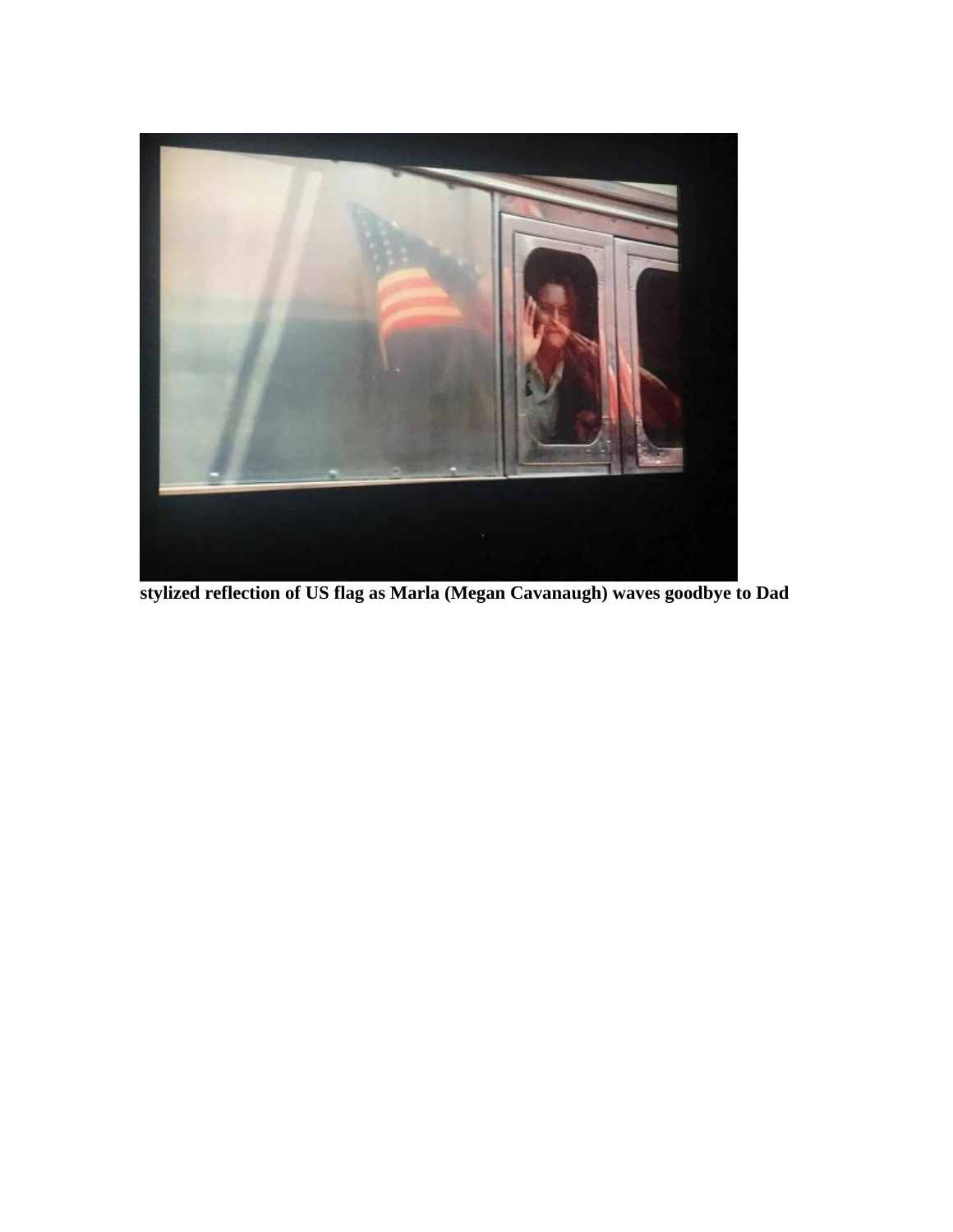**stylized reflection of US flag as Marla (Megan Cavanaugh) waves goodbye to Dad**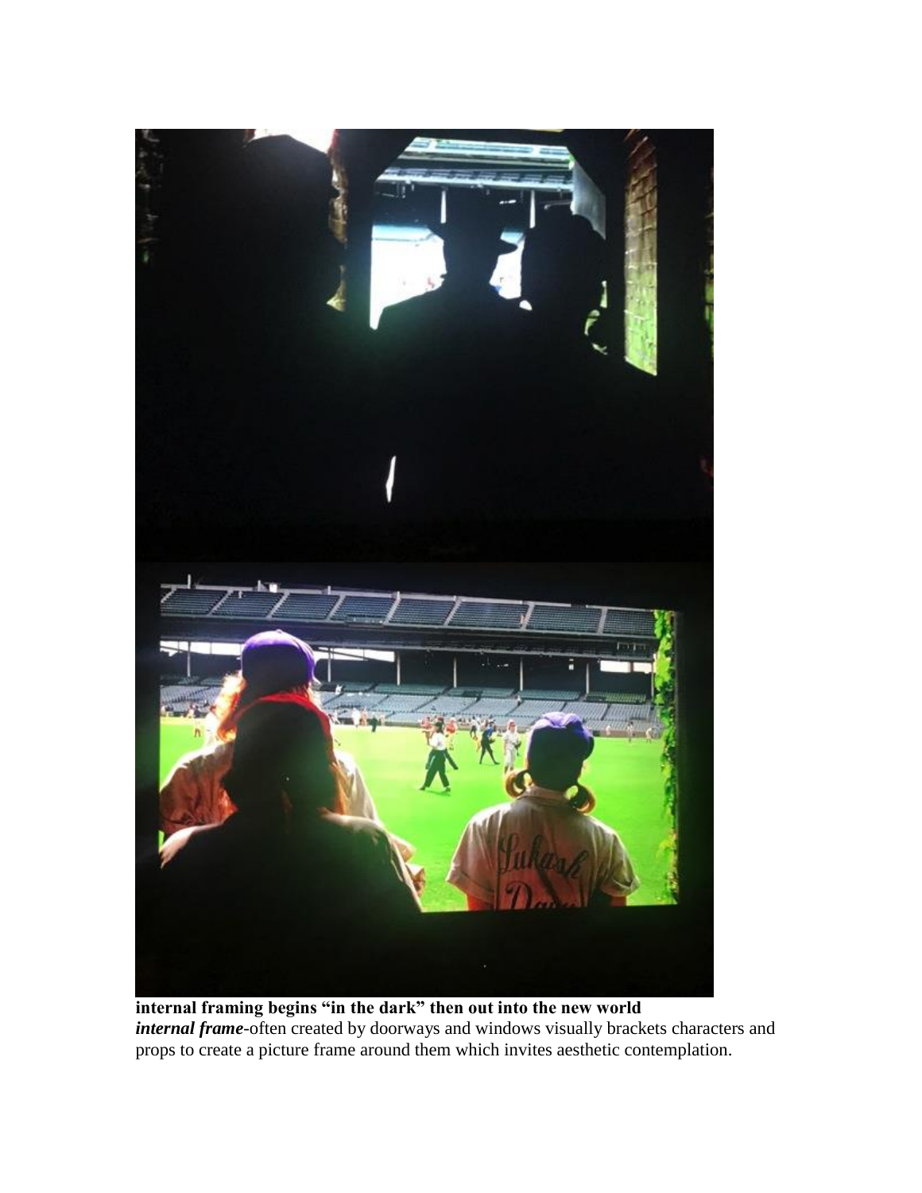**internal framing begins "in the dark" then out into the new world**

***internal frame***-often created by doorways and windows visually brackets characters and props to create a picture frame around them which invites aesthetic contemplation.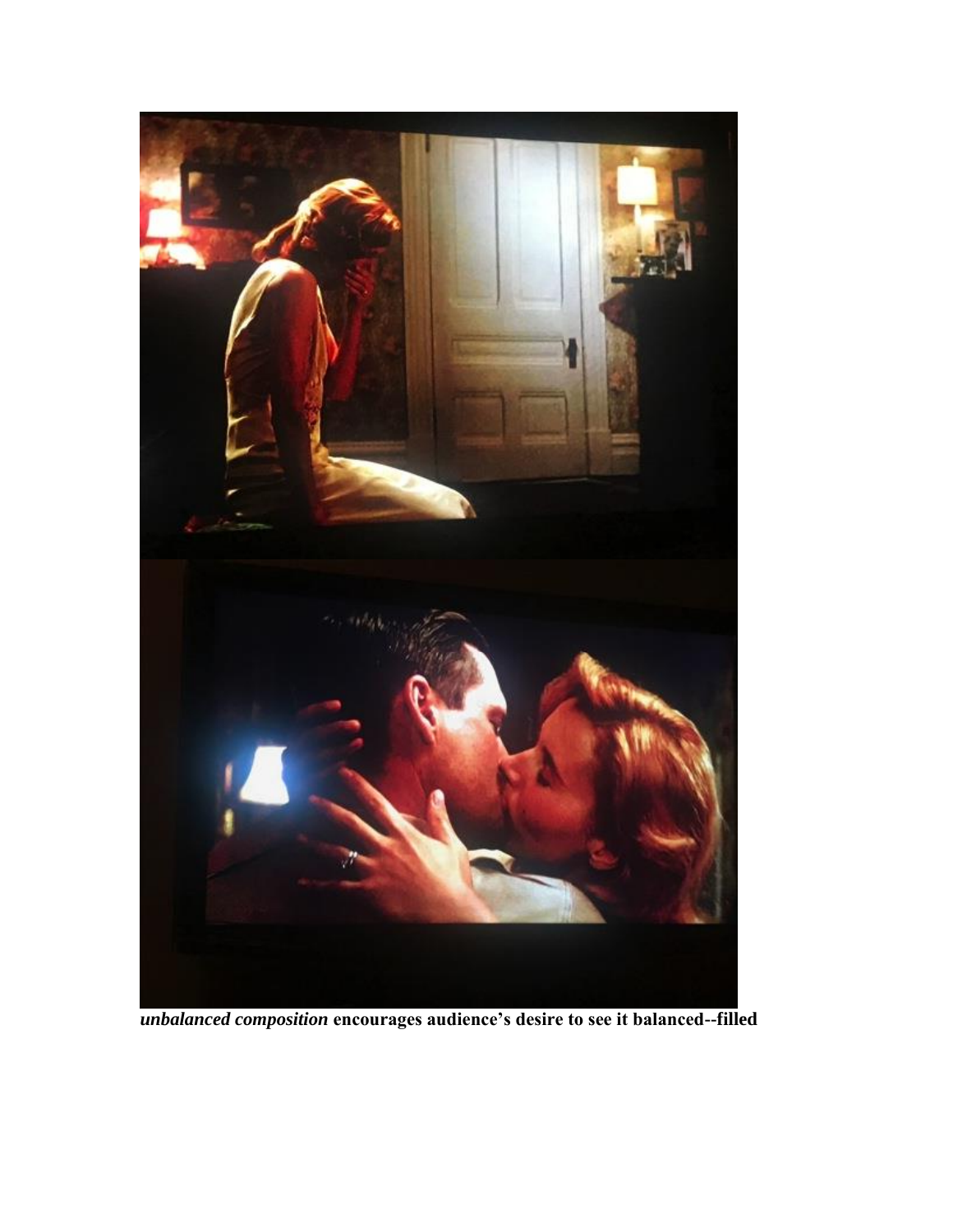***unbalanced composition*** **encourages audience's desire to see it balanced--filled**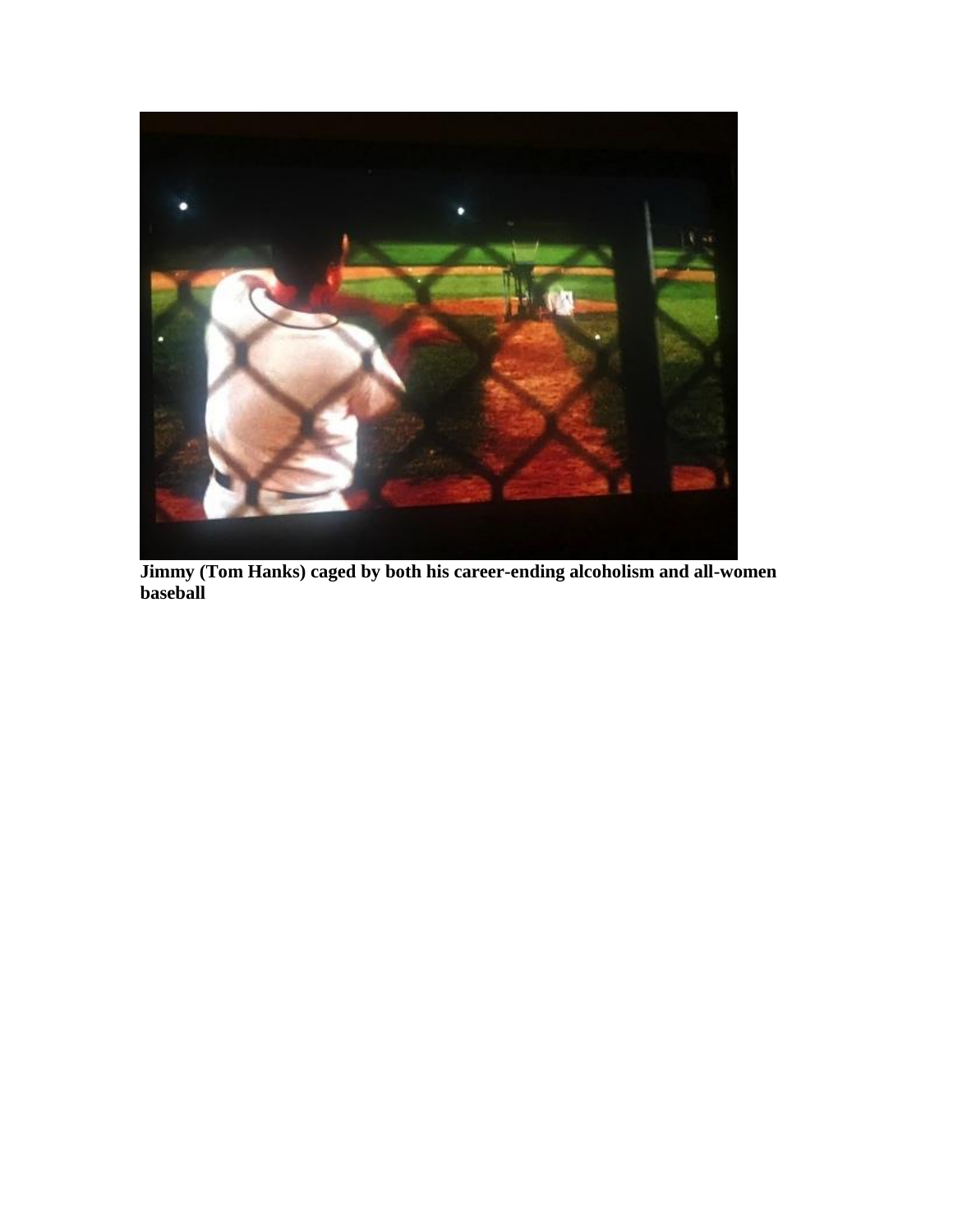**Jimmy (Tom Hanks) caged by both his career-ending alcoholism and all-women baseball**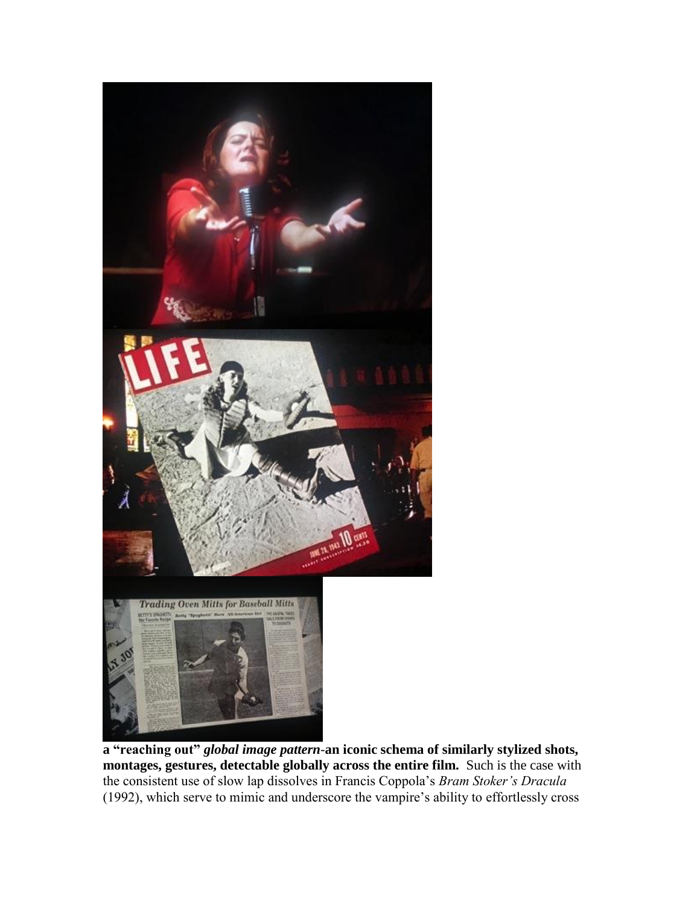**a "reaching out"** ***global image pattern*****-an iconic schema of similarly stylized shots, montages, gestures, detectable globally across the entire film.** Such is the case with the consistent use of slow lap dissolves in Francis Coppola's *Bram Stoker's Dracula* (1992), which serve to mimic and underscore the vampire's ability to effortlessly cross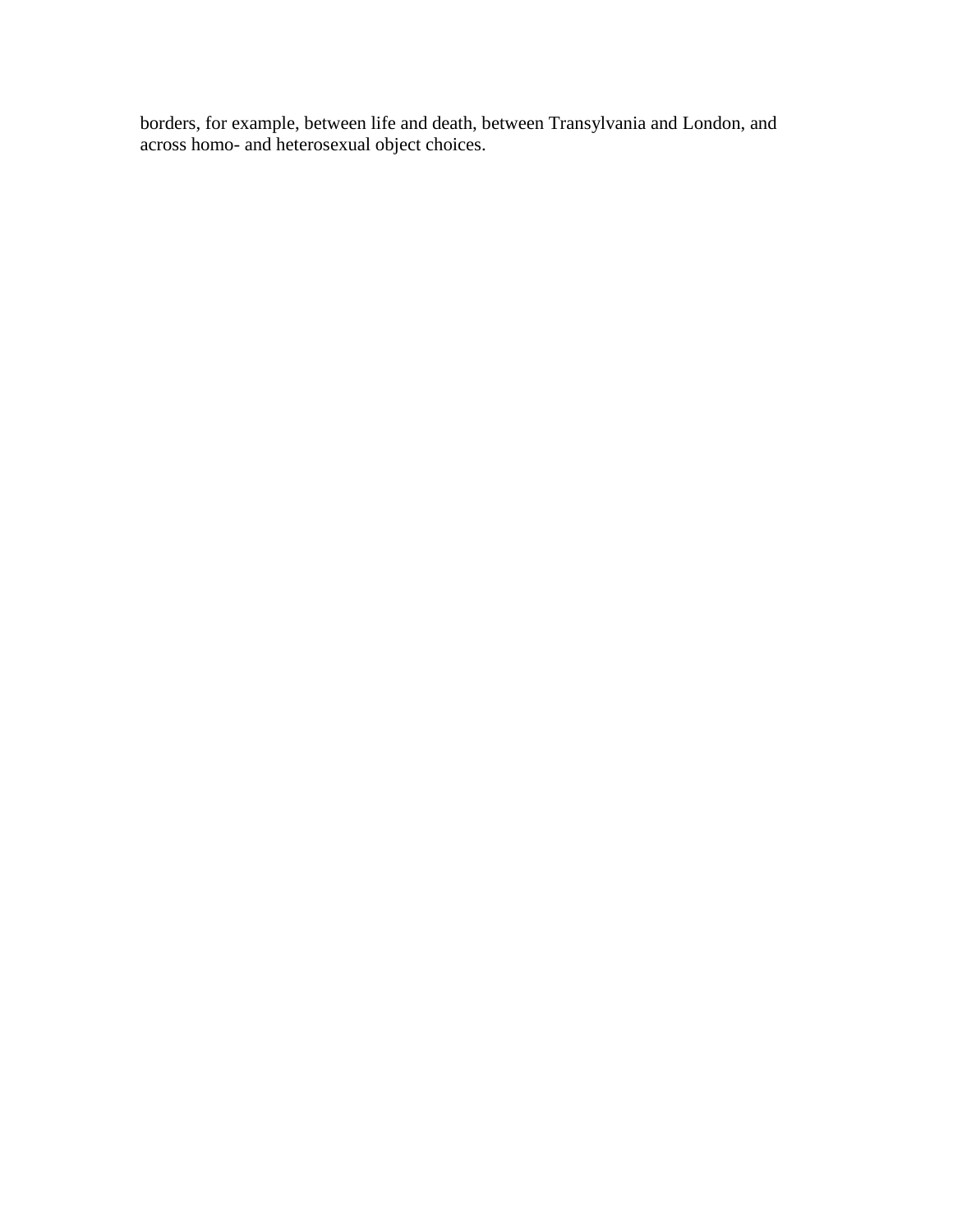borders, for example, between life and death, between Transylvania and London, and across homo- and heterosexual object choices.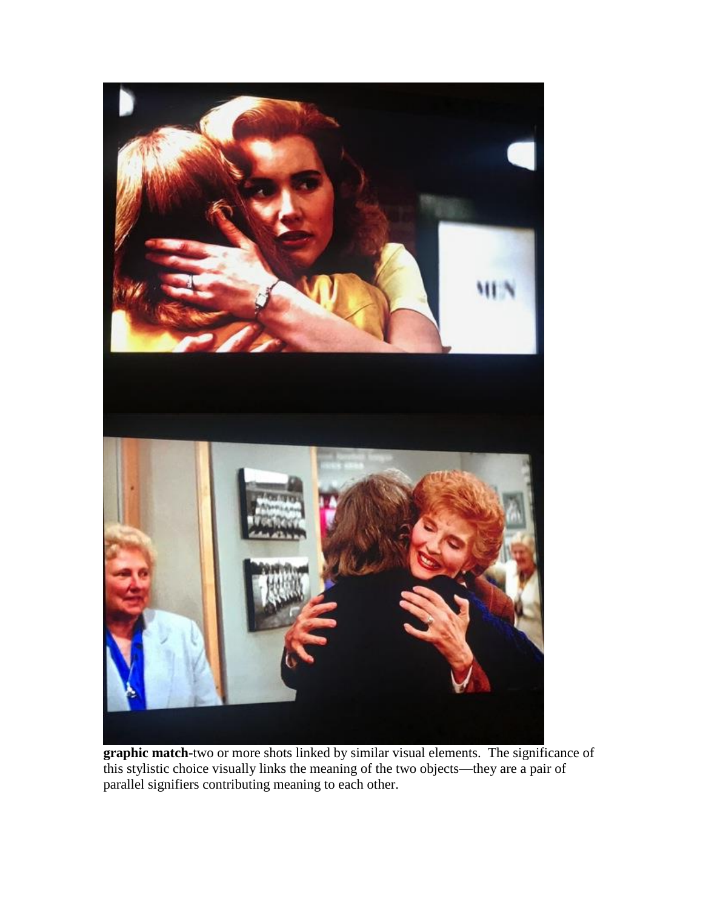**graphic match**-two or more shots linked by similar visual elements. The significance of this stylistic choice visually links the meaning of the two objects—they are a pair of parallel signifiers contributing meaning to each other.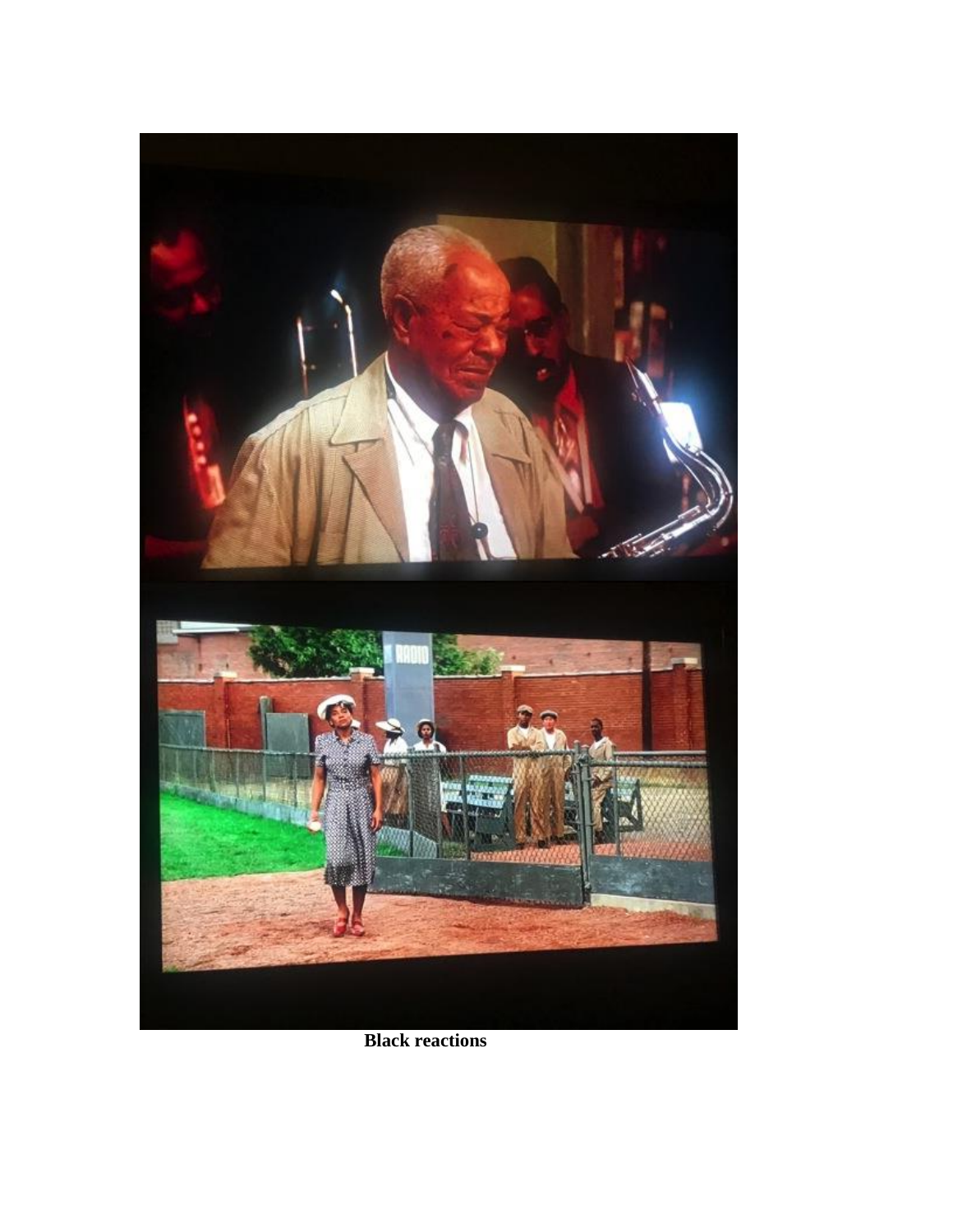**Black reactions**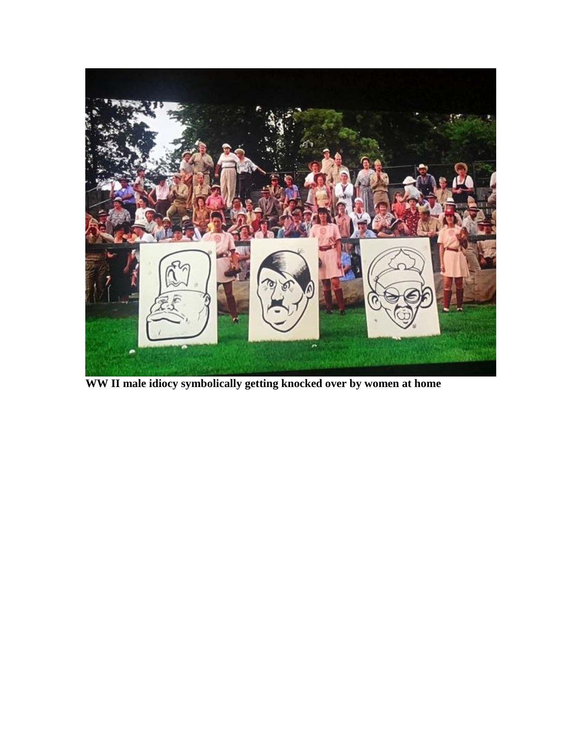**WW II male idiocy symbolically getting knocked over by women at home**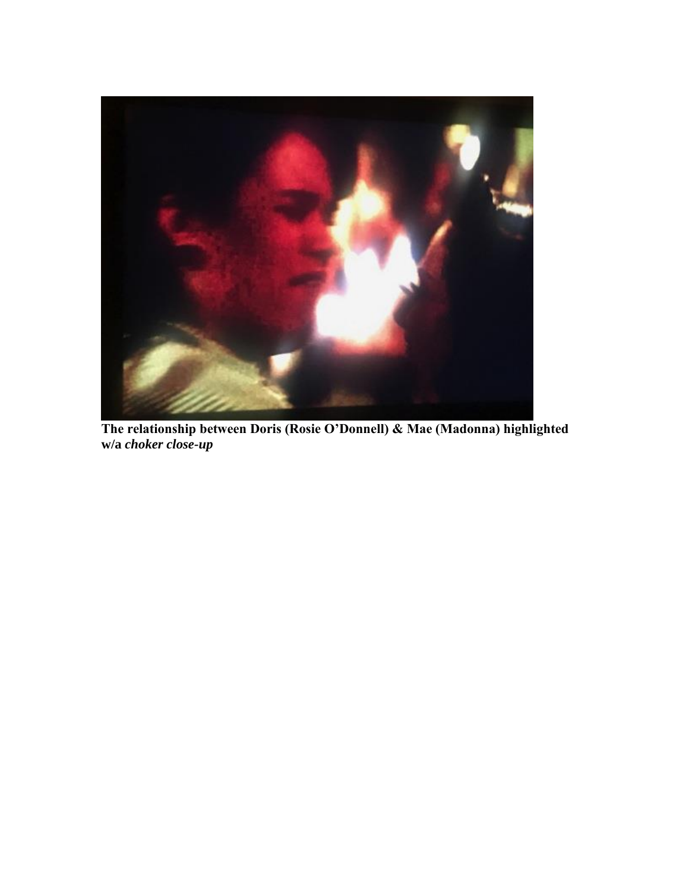**The relationship between Doris (Rosie O'Donnell) & Mae (Madonna) highlighted w/a *choker close-up***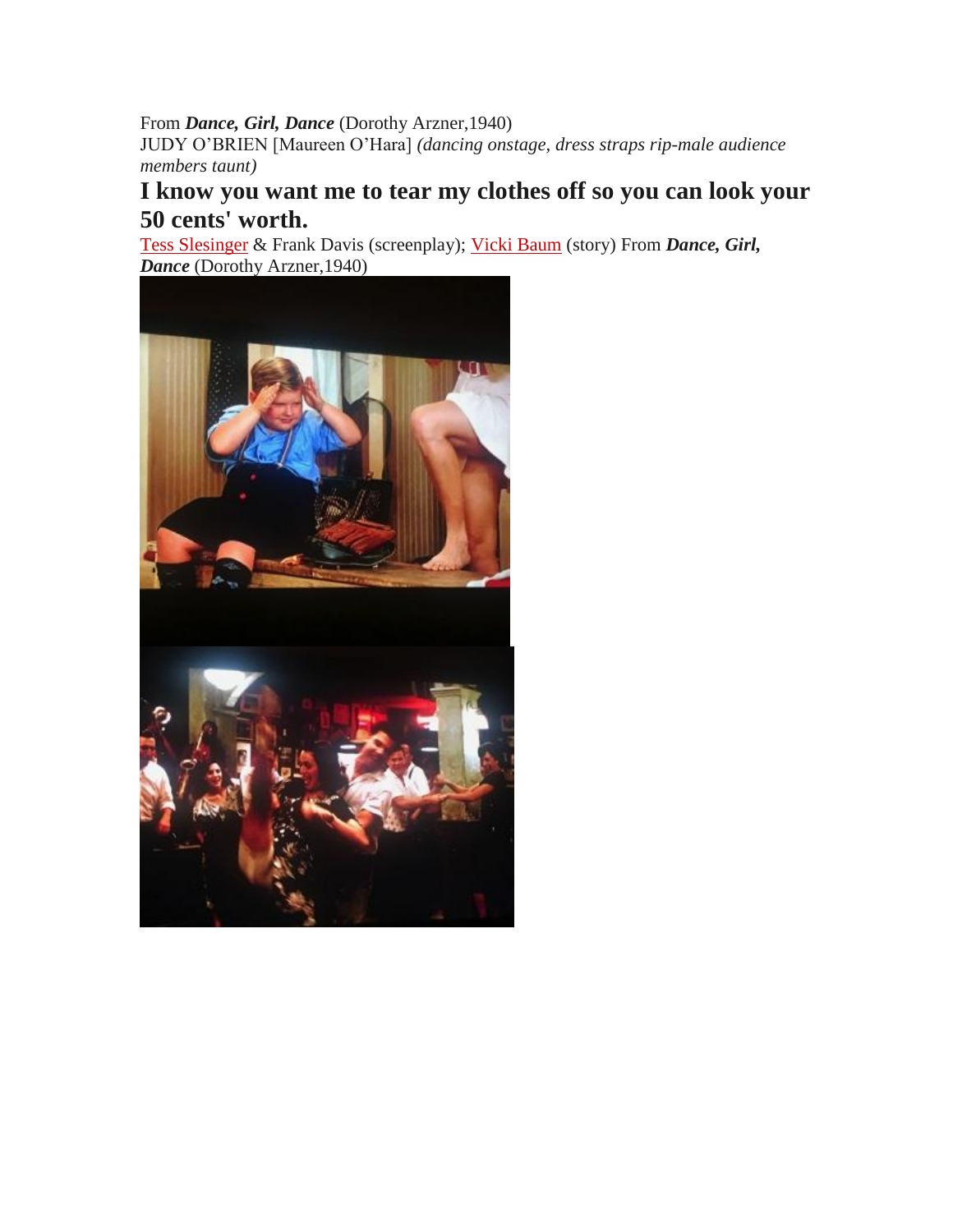From ***Dance, Girl, Dance*** (Dorothy Arzner,1940)
JUDY O'BRIEN [Maureen O'Hara] *(dancing onstage, dress straps rip-male audience members taunt)*

## I know you want me to tear my clothes off so you can look your 50 cents' worth.

Tess Slesinger & Frank Davis (screenplay); Vicki Baum (story) From ***Dance, Girl, Dance*** (Dorothy Arzner,1940)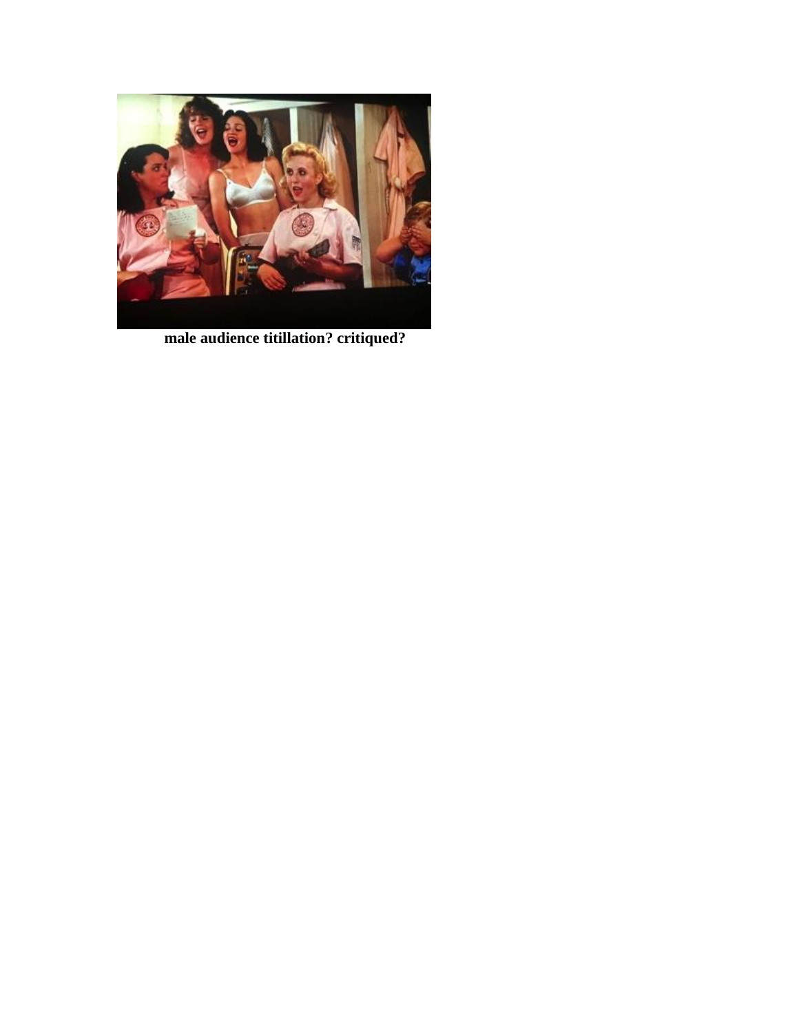**male audience titillation? critiqued?**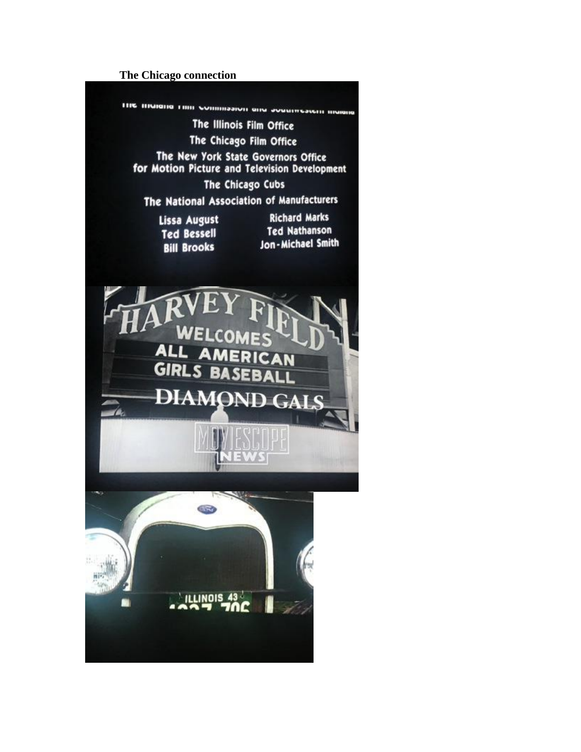**The Chicago connection**